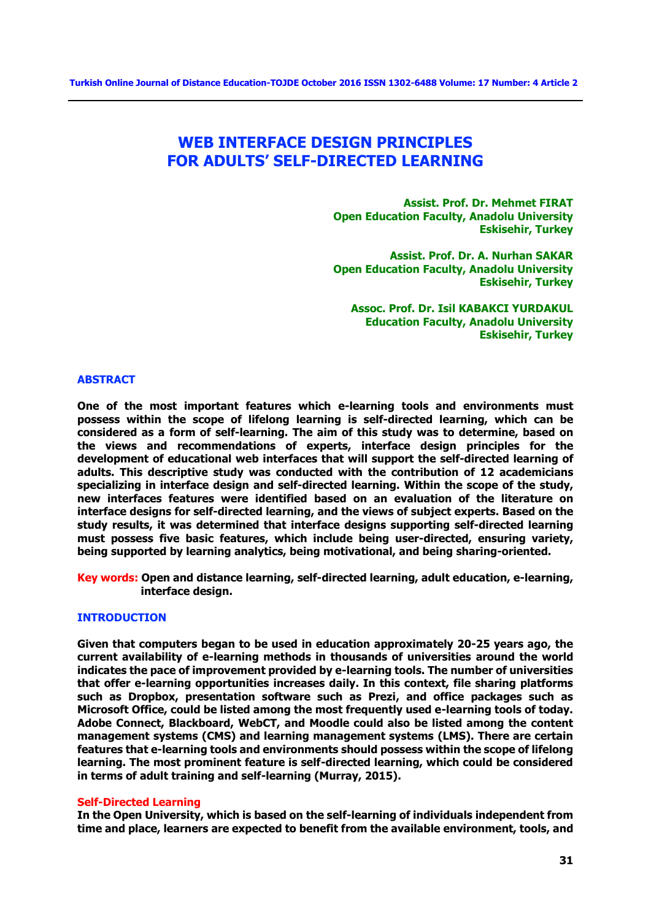# WEB INTERFACE DESIGN PRINCIPLES FOR ADULTS' SELF-DIRECTED LEARNING

**Assist. Prof. Dr. Mehmet FIRAT**
**Open Education Faculty, Anadolu University**
**Eskisehir, Turkey**

**Assist. Prof. Dr. A. Nurhan SAKAR**
**Open Education Faculty, Anadolu University**
**Eskisehir, Turkey**

**Assoc. Prof. Dr. Isil KABAKCI YURDAKUL**
**Education Faculty, Anadolu University**
**Eskisehir, Turkey**

## ABSTRACT

**One of the most important features which e-learning tools and environments must possess within the scope of lifelong learning is self-directed learning, which can be considered as a form of self-learning. The aim of this study was to determine, based on the views and recommendations of experts, interface design principles for the development of educational web interfaces that will support the self-directed learning of adults. This descriptive study was conducted with the contribution of 12 academicians specializing in interface design and self-directed learning. Within the scope of the study, new interfaces features were identified based on an evaluation of the literature on interface designs for self-directed learning, and the views of subject experts. Based on the study results, it was determined that interface designs supporting self-directed learning must possess five basic features, which include being user-directed, ensuring variety, being supported by learning analytics, being motivational, and being sharing-oriented.**

**Key words:** **Open and distance learning, self-directed learning, adult education, e-learning, interface design.**

## INTRODUCTION

**Given that computers began to be used in education approximately 20-25 years ago, the current availability of e-learning methods in thousands of universities around the world indicates the pace of improvement provided by e-learning tools. The number of universities that offer e-learning opportunities increases daily. In this context, file sharing platforms such as Dropbox, presentation software such as Prezi, and office packages such as Microsoft Office, could be listed among the most frequently used e-learning tools of today. Adobe Connect, Blackboard, WebCT, and Moodle could also be listed among the content management systems (CMS) and learning management systems (LMS). There are certain features that e-learning tools and environments should possess within the scope of lifelong learning. The most prominent feature is self-directed learning, which could be considered in terms of adult training and self-learning (Murray, 2015).**

### Self-Directed Learning

**In the Open University, which is based on the self-learning of individuals independent from time and place, learners are expected to benefit from the available environment, tools, and**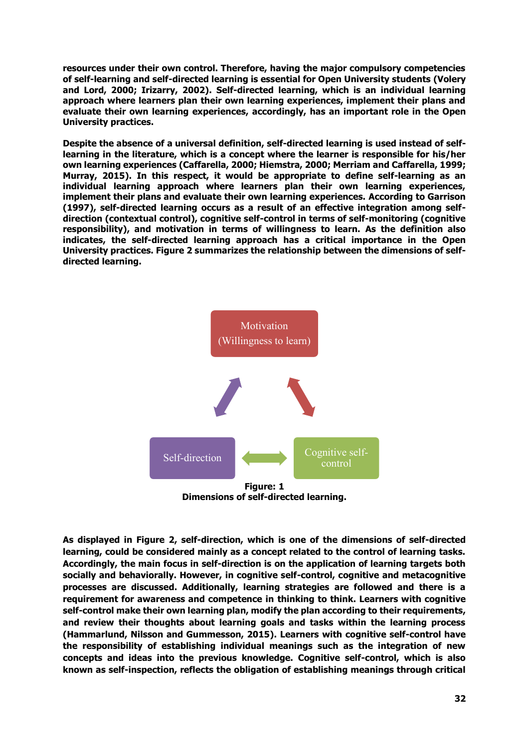resources under their own control. Therefore, having the major compulsory competencies of self-learning and self-directed learning is essential for Open University students (Volery and Lord, 2000; Irizarry, 2002). Self-directed learning, which is an individual learning approach where learners plan their own learning experiences, implement their plans and evaluate their own learning experiences, accordingly, has an important role in the Open University practices.

Despite the absence of a universal definition, self-directed learning is used instead of self-learning in the literature, which is a concept where the learner is responsible for his/her own learning experiences (Caffarella, 2000; Hiemstra, 2000; Merriam and Caffarella, 1999; Murray, 2015). In this respect, it would be appropriate to define self-learning as an individual learning approach where learners plan their own learning experiences, implement their plans and evaluate their own learning experiences. According to Garrison (1997), self-directed learning occurs as a result of an effective integration among self-direction (contextual control), cognitive self-control in terms of self-monitoring (cognitive responsibility), and motivation in terms of willingness to learn. As the definition also indicates, the self-directed learning approach has a critical importance in the Open University practices. Figure 2 summarizes the relationship between the dimensions of self-directed learning.

Motivation (Willingness to learn)

Self-direction

Cognitive self-control

**Figure: 1**
**Dimensions of self-directed learning.**

As displayed in Figure 2, self-direction, which is one of the dimensions of self-directed learning, could be considered mainly as a concept related to the control of learning tasks. Accordingly, the main focus in self-direction is on the application of learning targets both socially and behaviorally. However, in cognitive self-control, cognitive and metacognitive processes are discussed. Additionally, learning strategies are followed and there is a requirement for awareness and competence in thinking to think. Learners with cognitive self-control make their own learning plan, modify the plan according to their requirements, and review their thoughts about learning goals and tasks within the learning process (Hammarlund, Nilsson and Gummesson, 2015). Learners with cognitive self-control have the responsibility of establishing individual meanings such as the integration of new concepts and ideas into the previous knowledge. Cognitive self-control, which is also known as self-inspection, reflects the obligation of establishing meanings through critical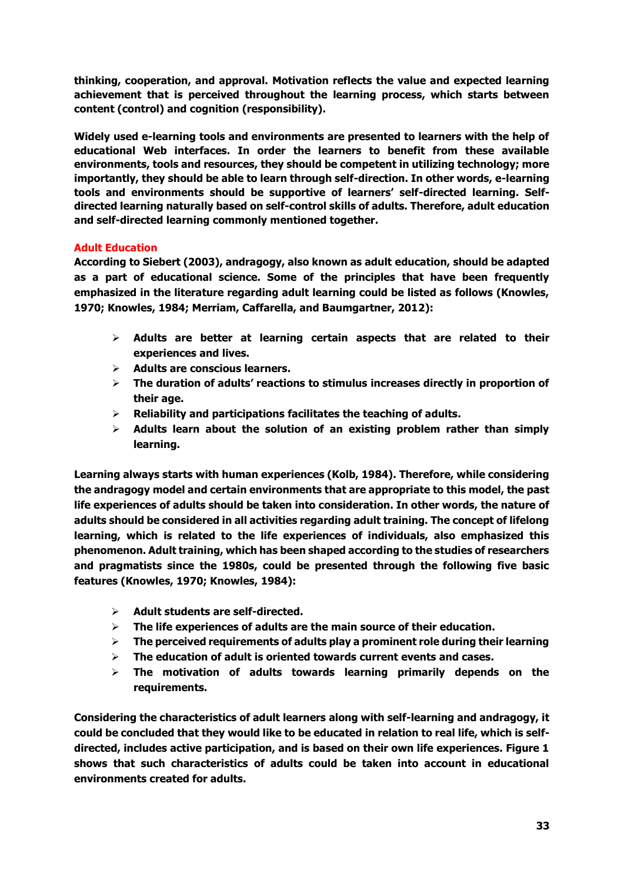**thinking, cooperation, and approval. Motivation reflects the value and expected learning achievement that is perceived throughout the learning process, which starts between content (control) and cognition (responsibility).**

**Widely used e-learning tools and environments are presented to learners with the help of educational Web interfaces. In order the learners to benefit from these available environments, tools and resources, they should be competent in utilizing technology; more importantly, they should be able to learn through self-direction. In other words, e-learning tools and environments should be supportive of learners' self-directed learning. Self-directed learning naturally based on self-control skills of adults. Therefore, adult education and self-directed learning commonly mentioned together.**

## Adult Education

**According to Siebert (2003), andragogy, also known as adult education, should be adapted as a part of educational science. Some of the principles that have been frequently emphasized in the literature regarding adult learning could be listed as follows (Knowles, 1970; Knowles, 1984; Merriam, Caffarella, and Baumgartner, 2012):**

- **Adults are better at learning certain aspects that are related to their experiences and lives.**
- **Adults are conscious learners.**
- **The duration of adults' reactions to stimulus increases directly in proportion of their age.**
- **Reliability and participations facilitates the teaching of adults.**
- **Adults learn about the solution of an existing problem rather than simply learning.**

**Learning always starts with human experiences (Kolb, 1984). Therefore, while considering the andragogy model and certain environments that are appropriate to this model, the past life experiences of adults should be taken into consideration. In other words, the nature of adults should be considered in all activities regarding adult training. The concept of lifelong learning, which is related to the life experiences of individuals, also emphasized this phenomenon. Adult training, which has been shaped according to the studies of researchers and pragmatists since the 1980s, could be presented through the following five basic features (Knowles, 1970; Knowles, 1984):**

- **Adult students are self-directed.**
- **The life experiences of adults are the main source of their education.**
- **The perceived requirements of adults play a prominent role during their learning**
- **The education of adult is oriented towards current events and cases.**
- **The motivation of adults towards learning primarily depends on the requirements.**

**Considering the characteristics of adult learners along with self-learning and andragogy, it could be concluded that they would like to be educated in relation to real life, which is self-directed, includes active participation, and is based on their own life experiences. Figure 1 shows that such characteristics of adults could be taken into account in educational environments created for adults.**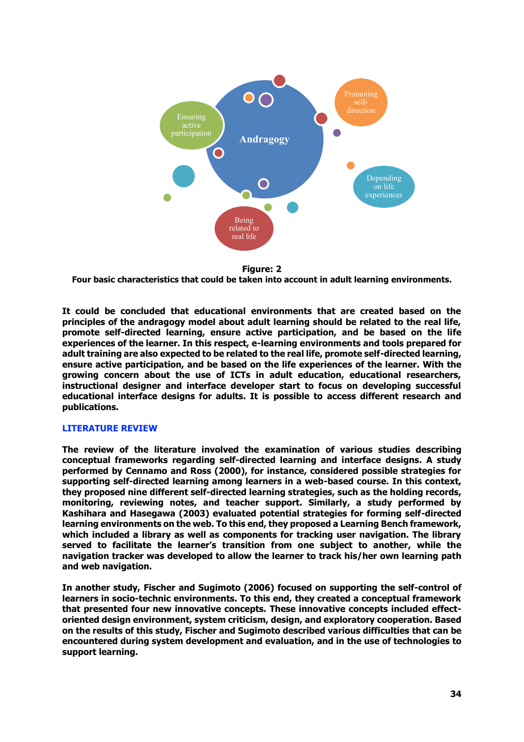**Figure: 2**
**Four basic characteristics that could be taken into account in adult learning environments.**

**It could be concluded that educational environments that are created based on the principles of the andragogy model about adult learning should be related to the real life, promote self-directed learning, ensure active participation, and be based on the life experiences of the learner. In this respect, e-learning environments and tools prepared for adult training are also expected to be related to the real life, promote self-directed learning, ensure active participation, and be based on the life experiences of the learner. With the growing concern about the use of ICTs in adult education, educational researchers, instructional designer and interface developer start to focus on developing successful educational interface designs for adults. It is possible to access different research and publications.**

## LITERATURE REVIEW

**The review of the literature involved the examination of various studies describing conceptual frameworks regarding self-directed learning and interface designs. A study performed by Cennamo and Ross (2000), for instance, considered possible strategies for supporting self-directed learning among learners in a web-based course. In this context, they proposed nine different self-directed learning strategies, such as the holding records, monitoring, reviewing notes, and teacher support. Similarly, a study performed by Kashihara and Hasegawa (2003) evaluated potential strategies for forming self-directed learning environments on the web. To this end, they proposed a Learning Bench framework, which included a library as well as components for tracking user navigation. The library served to facilitate the learner's transition from one subject to another, while the navigation tracker was developed to allow the learner to track his/her own learning path and web navigation.**

**In another study, Fischer and Sugimoto (2006) focused on supporting the self-control of learners in socio-technic environments. To this end, they created a conceptual framework that presented four new innovative concepts. These innovative concepts included effect-oriented design environment, system criticism, design, and exploratory cooperation. Based on the results of this study, Fischer and Sugimoto described various difficulties that can be encountered during system development and evaluation, and in the use of technologies to support learning.**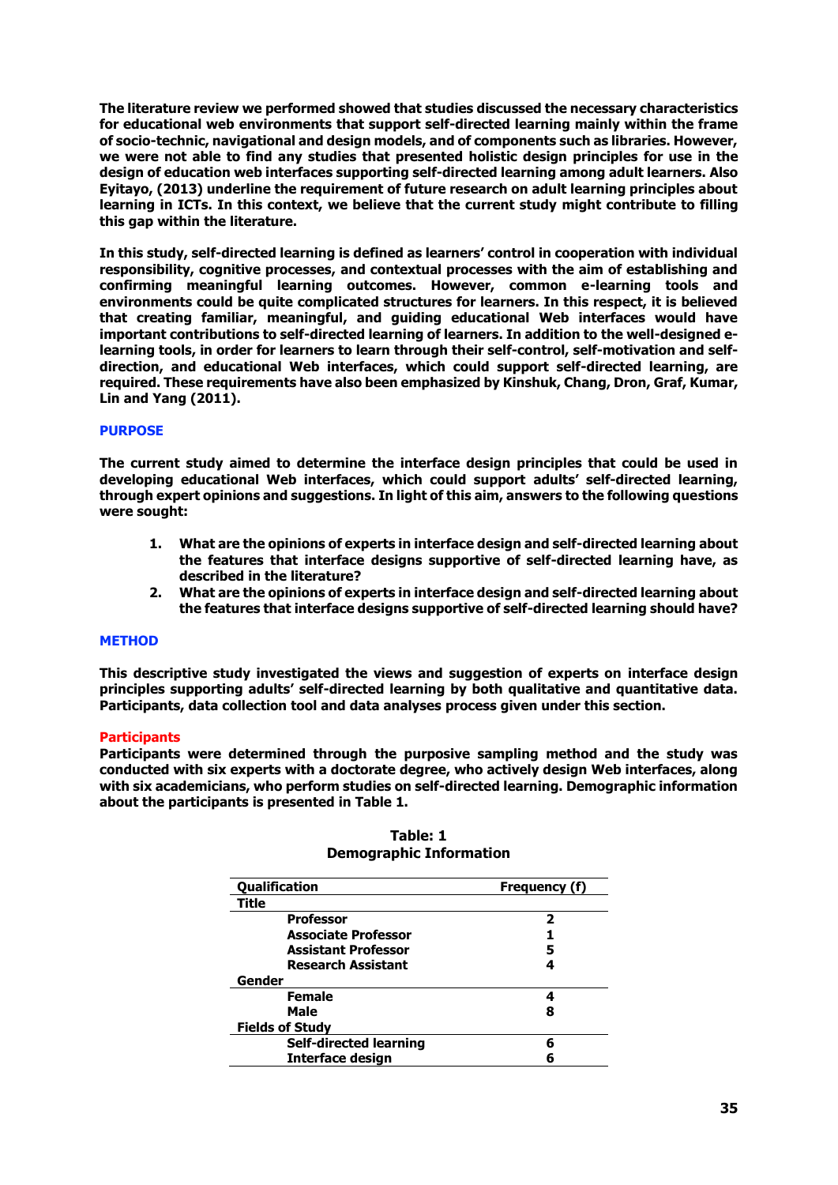The literature review we performed showed that studies discussed the necessary characteristics for educational web environments that support self-directed learning mainly within the frame of socio-technic, navigational and design models, and of components such as libraries. However, we were not able to find any studies that presented holistic design principles for use in the design of education web interfaces supporting self-directed learning among adult learners. Also Eyitayo, (2013) underline the requirement of future research on adult learning principles about learning in ICTs. In this context, we believe that the current study might contribute to filling this gap within the literature.

In this study, self-directed learning is defined as learners' control in cooperation with individual responsibility, cognitive processes, and contextual processes with the aim of establishing and confirming meaningful learning outcomes. However, common e-learning tools and environments could be quite complicated structures for learners. In this respect, it is believed that creating familiar, meaningful, and guiding educational Web interfaces would have important contributions to self-directed learning of learners. In addition to the well-designed e-learning tools, in order for learners to learn through their self-control, self-motivation and self-direction, and educational Web interfaces, which could support self-directed learning, are required. These requirements have also been emphasized by Kinshuk, Chang, Dron, Graf, Kumar, Lin and Yang (2011).

## PURPOSE

The current study aimed to determine the interface design principles that could be used in developing educational Web interfaces, which could support adults' self-directed learning, through expert opinions and suggestions. In light of this aim, answers to the following questions were sought:

1. What are the opinions of experts in interface design and self-directed learning about the features that interface designs supportive of self-directed learning have, as described in the literature?
2. What are the opinions of experts in interface design and self-directed learning about the features that interface designs supportive of self-directed learning should have?

## METHOD

This descriptive study investigated the views and suggestion of experts on interface design principles supporting adults' self-directed learning by both qualitative and quantitative data. Participants, data collection tool and data analyses process given under this section.

### Participants

Participants were determined through the purposive sampling method and the study was conducted with six experts with a doctorate degree, who actively design Web interfaces, along with six academicians, who perform studies on self-directed learning. Demographic information about the participants is presented in Table 1.

**Table: 1**
**Demographic Information**

| Qualification | Frequency (f) |
|---|---|
| **Title** | |
| Professor | 2 |
| Associate Professor | 1 |
| Assistant Professor | 5 |
| Research Assistant | 4 |
| **Gender** | |
| Female | 4 |
| Male | 8 |
| **Fields of Study** | |
| Self-directed learning | 6 |
| Interface design | 6 |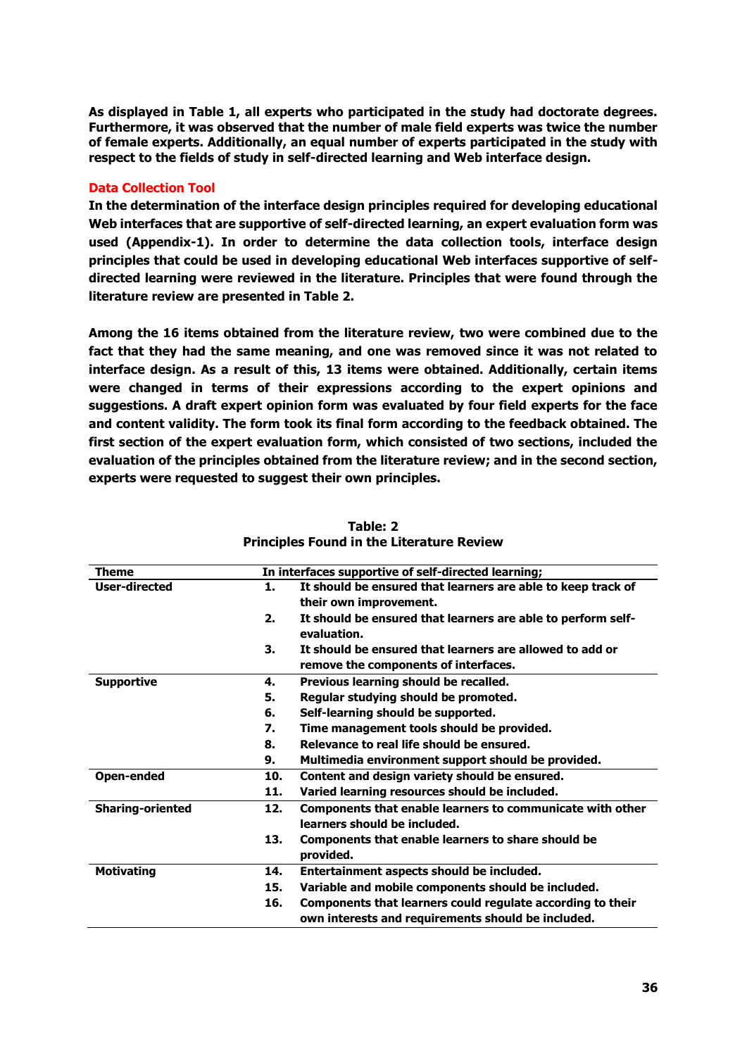As displayed in Table 1, all experts who participated in the study had doctorate degrees. Furthermore, it was observed that the number of male field experts was twice the number of female experts. Additionally, an equal number of experts participated in the study with respect to the fields of study in self-directed learning and Web interface design.

## Data Collection Tool

In the determination of the interface design principles required for developing educational Web interfaces that are supportive of self-directed learning, an expert evaluation form was used (Appendix-1). In order to determine the data collection tools, interface design principles that could be used in developing educational Web interfaces supportive of self-directed learning were reviewed in the literature. Principles that were found through the literature review are presented in Table 2.

Among the 16 items obtained from the literature review, two were combined due to the fact that they had the same meaning, and one was removed since it was not related to interface design. As a result of this, 13 items were obtained. Additionally, certain items were changed in terms of their expressions according to the expert opinions and suggestions. A draft expert opinion form was evaluated by four field experts for the face and content validity. The form took its final form according to the feedback obtained. The first section of the expert evaluation form, which consisted of two sections, included the evaluation of the principles obtained from the literature review; and in the second section, experts were requested to suggest their own principles.

**Table: 2**
**Principles Found in the Literature Review**

| Theme | In interfaces supportive of self-directed learning; | |
|---|---|---|
| User-directed | 1. | It should be ensured that learners are able to keep track of their own improvement. |
| | 2. | It should be ensured that learners are able to perform self-evaluation. |
| | 3. | It should be ensured that learners are allowed to add or remove the components of interfaces. |
| Supportive | 4. | Previous learning should be recalled. |
| | 5. | Regular studying should be promoted. |
| | 6. | Self-learning should be supported. |
| | 7. | Time management tools should be provided. |
| | 8. | Relevance to real life should be ensured. |
| | 9. | Multimedia environment support should be provided. |
| Open-ended | 10. | Content and design variety should be ensured. |
| | 11. | Varied learning resources should be included. |
| Sharing-oriented | 12. | Components that enable learners to communicate with other learners should be included. |
| | 13. | Components that enable learners to share should be provided. |
| Motivating | 14. | Entertainment aspects should be included. |
| | 15. | Variable and mobile components should be included. |
| | 16. | Components that learners could regulate according to their own interests and requirements should be included. |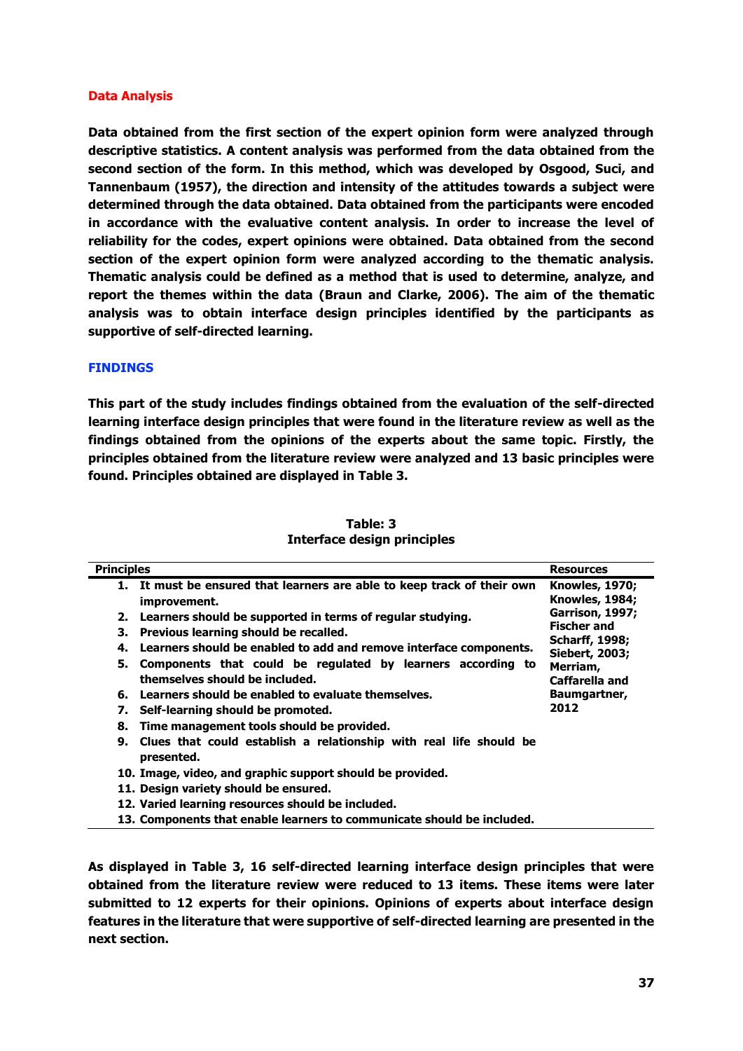## Data Analysis

**Data obtained from the first section of the expert opinion form were analyzed through descriptive statistics. A content analysis was performed from the data obtained from the second section of the form. In this method, which was developed by Osgood, Suci, and Tannenbaum (1957), the direction and intensity of the attitudes towards a subject were determined through the data obtained. Data obtained from the participants were encoded in accordance with the evaluative content analysis. In order to increase the level of reliability for the codes, expert opinions were obtained. Data obtained from the second section of the expert opinion form were analyzed according to the thematic analysis. Thematic analysis could be defined as a method that is used to determine, analyze, and report the themes within the data (Braun and Clarke, 2006). The aim of the thematic analysis was to obtain interface design principles identified by the participants as supportive of self-directed learning.**

## FINDINGS

**This part of the study includes findings obtained from the evaluation of the self-directed learning interface design principles that were found in the literature review as well as the findings obtained from the opinions of the experts about the same topic. Firstly, the principles obtained from the literature review were analyzed and 13 basic principles were found. Principles obtained are displayed in Table 3.**

**Table: 3**
**Interface design principles**

| Principles | Resources |
|---|---|
| 1. It must be ensured that learners are able to keep track of their own improvement. | Knowles, 1970; Knowles, 1984; Garrison, 1997; Fischer and Scharff, 1998; Siebert, 2003; Merriam, Caffarella and Baumgartner, 2012 |
| 2. Learners should be supported in terms of regular studying. | |
| 3. Previous learning should be recalled. | |
| 4. Learners should be enabled to add and remove interface components. | |
| 5. Components that could be regulated by learners according to themselves should be included. | |
| 6. Learners should be enabled to evaluate themselves. | |
| 7. Self-learning should be promoted. | |
| 8. Time management tools should be provided. | |
| 9. Clues that could establish a relationship with real life should be presented. | |
| 10. Image, video, and graphic support should be provided. | |
| 11. Design variety should be ensured. | |
| 12. Varied learning resources should be included. | |
| 13. Components that enable learners to communicate should be included. | |

**As displayed in Table 3, 16 self-directed learning interface design principles that were obtained from the literature review were reduced to 13 items. These items were later submitted to 12 experts for their opinions. Opinions of experts about interface design features in the literature that were supportive of self-directed learning are presented in the next section.**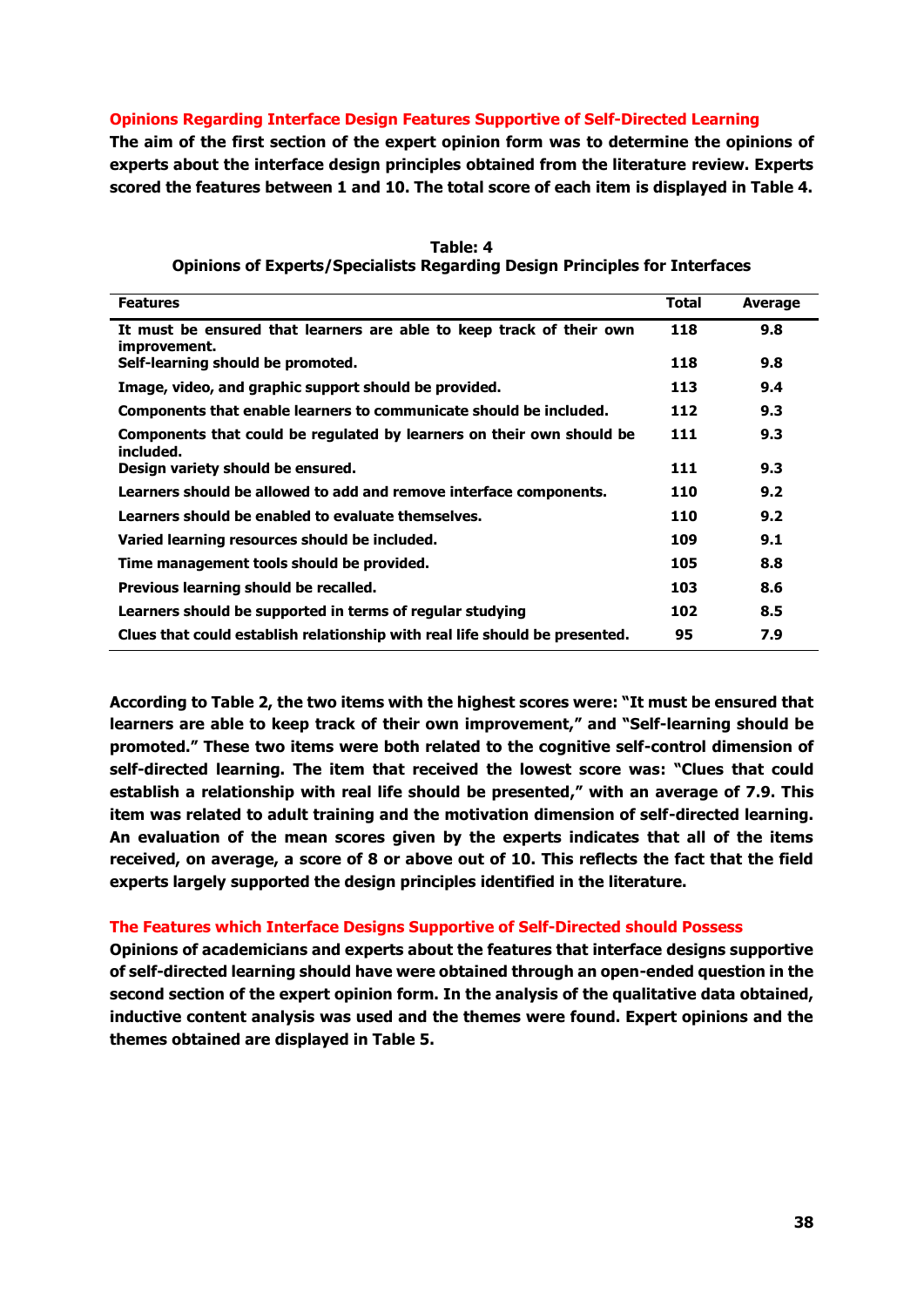## Opinions Regarding Interface Design Features Supportive of Self-Directed Learning

**The aim of the first section of the expert opinion form was to determine the opinions of experts about the interface design principles obtained from the literature review. Experts scored the features between 1 and 10. The total score of each item is displayed in Table 4.**

**Table: 4**
**Opinions of Experts/Specialists Regarding Design Principles for Interfaces**

| Features | Total | Average |
|---|---|---|
| It must be ensured that learners are able to keep track of their own improvement. | 118 | 9.8 |
| Self-learning should be promoted. | 118 | 9.8 |
| Image, video, and graphic support should be provided. | 113 | 9.4 |
| Components that enable learners to communicate should be included. | 112 | 9.3 |
| Components that could be regulated by learners on their own should be included. | 111 | 9.3 |
| Design variety should be ensured. | 111 | 9.3 |
| Learners should be allowed to add and remove interface components. | 110 | 9.2 |
| Learners should be enabled to evaluate themselves. | 110 | 9.2 |
| Varied learning resources should be included. | 109 | 9.1 |
| Time management tools should be provided. | 105 | 8.8 |
| Previous learning should be recalled. | 103 | 8.6 |
| Learners should be supported in terms of regular studying | 102 | 8.5 |
| Clues that could establish relationship with real life should be presented. | 95 | 7.9 |

**According to Table 2, the two items with the highest scores were: "It must be ensured that learners are able to keep track of their own improvement," and "Self-learning should be promoted." These two items were both related to the cognitive self-control dimension of self-directed learning. The item that received the lowest score was: "Clues that could establish a relationship with real life should be presented," with an average of 7.9. This item was related to adult training and the motivation dimension of self-directed learning. An evaluation of the mean scores given by the experts indicates that all of the items received, on average, a score of 8 or above out of 10. This reflects the fact that the field experts largely supported the design principles identified in the literature.**

## The Features which Interface Designs Supportive of Self-Directed should Possess

**Opinions of academicians and experts about the features that interface designs supportive of self-directed learning should have were obtained through an open-ended question in the second section of the expert opinion form. In the analysis of the qualitative data obtained, inductive content analysis was used and the themes were found. Expert opinions and the themes obtained are displayed in Table 5.**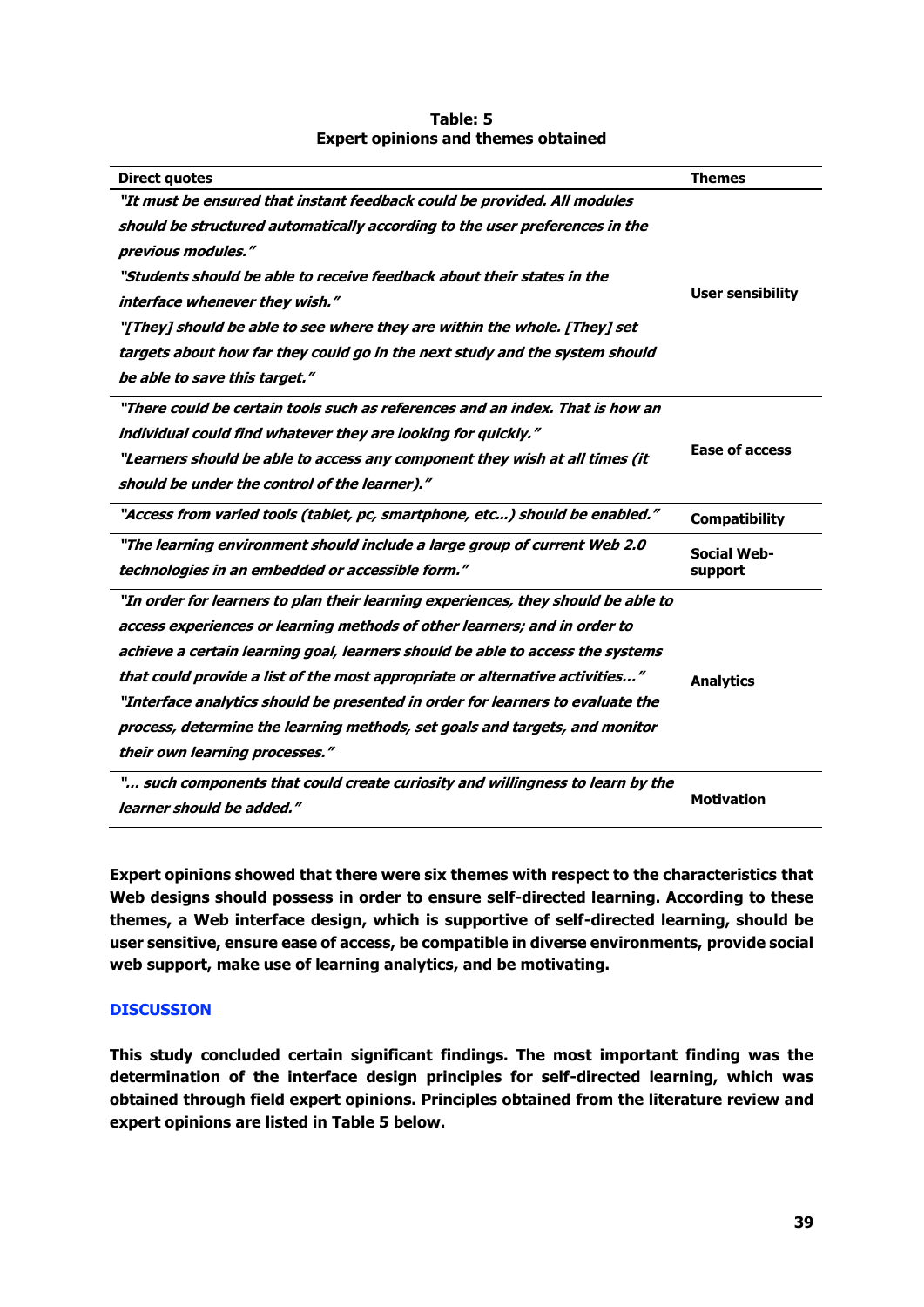**Table: 5**
**Expert opinions and themes obtained**

| Direct quotes | Themes |
|---|---|
| ***"It must be ensured that instant feedback could be provided. All modules should be structured automatically according to the user preferences in the previous modules."*** ***"Students should be able to receive feedback about their states in the interface whenever they wish."*** ***"[They] should be able to see where they are within the whole. [They] set targets about how far they could go in the next study and the system should be able to save this target."*** | **User sensibility** |
| ***"There could be certain tools such as references and an index. That is how an individual could find whatever they are looking for quickly."*** ***"Learners should be able to access any component they wish at all times (it should be under the control of the learner)."*** | **Ease of access** |
| ***"Access from varied tools (tablet, pc, smartphone, etc...) should be enabled."*** | **Compatibility** |
| ***"The learning environment should include a large group of current Web 2.0 technologies in an embedded or accessible form."*** | **Social Web-support** |
| ***"In order for learners to plan their learning experiences, they should be able to access experiences or learning methods of other learners; and in order to achieve a certain learning goal, learners should be able to access the systems that could provide a list of the most appropriate or alternative activities…"*** ***"Interface analytics should be presented in order for learners to evaluate the process, determine the learning methods, set goals and targets, and monitor their own learning processes."*** | **Analytics** |
| ***"… such components that could create curiosity and willingness to learn by the learner should be added."*** | **Motivation** |

**Expert opinions showed that there were six themes with respect to the characteristics that Web designs should possess in order to ensure self-directed learning. According to these themes, a Web interface design, which is supportive of self-directed learning, should be user sensitive, ensure ease of access, be compatible in diverse environments, provide social web support, make use of learning analytics, and be motivating.**

## DISCUSSION

**This study concluded certain significant findings. The most important finding was the determination of the interface design principles for self-directed learning, which was obtained through field expert opinions. Principles obtained from the literature review and expert opinions are listed in Table 5 below.**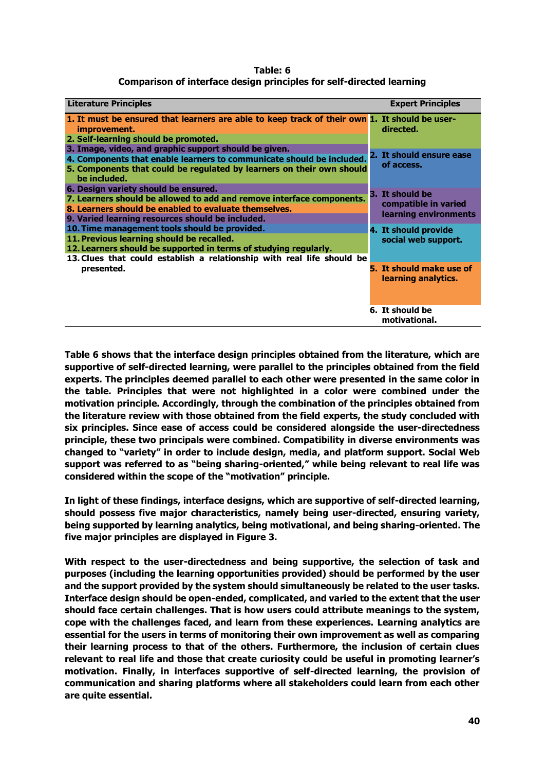**Table: 6**
**Comparison of interface design principles for self-directed learning**

| Literature Principles | Expert Principles |
|---|---|
| 1. It must be ensured that learners are able to keep track of their own improvement.<br>2. Self-learning should be promoted.<br>3. Image, video, and graphic support should be given.<br>4. Components that enable learners to communicate should be included.<br>5. Components that could be regulated by learners on their own should be included.<br>6. Design variety should be ensured.<br>7. Learners should be allowed to add and remove interface components.<br>8. Learners should be enabled to evaluate themselves.<br>9. Varied learning resources should be included.<br>10. Time management tools should be provided.<br>11. Previous learning should be recalled.<br>12. Learners should be supported in terms of studying regularly.<br>13. Clues that could establish a relationship with real life should be presented. | 1. It should be user-directed.<br>2. It should ensure ease of access.<br>3. It should be compatible in varied learning environments<br>4. It should provide social web support.<br>5. It should make use of learning analytics.<br>6. It should be motivational. |

Table 6 shows that the interface design principles obtained from the literature, which are supportive of self-directed learning, were parallel to the principles obtained from the field experts. The principles deemed parallel to each other were presented in the same color in the table. Principles that were not highlighted in a color were combined under the motivation principle. Accordingly, through the combination of the principles obtained from the literature review with those obtained from the field experts, the study concluded with six principles. Since ease of access could be considered alongside the user-directedness principle, these two principals were combined. Compatibility in diverse environments was changed to "variety" in order to include design, media, and platform support. Social Web support was referred to as "being sharing-oriented," while being relevant to real life was considered within the scope of the "motivation" principle.

In light of these findings, interface designs, which are supportive of self-directed learning, should possess five major characteristics, namely being user-directed, ensuring variety, being supported by learning analytics, being motivational, and being sharing-oriented. The five major principles are displayed in Figure 3.

With respect to the user-directedness and being supportive, the selection of task and purposes (including the learning opportunities provided) should be performed by the user and the support provided by the system should simultaneously be related to the user tasks. Interface design should be open-ended, complicated, and varied to the extent that the user should face certain challenges. That is how users could attribute meanings to the system, cope with the challenges faced, and learn from these experiences. Learning analytics are essential for the users in terms of monitoring their own improvement as well as comparing their learning process to that of the others. Furthermore, the inclusion of certain clues relevant to real life and those that create curiosity could be useful in promoting learner's motivation. Finally, in interfaces supportive of self-directed learning, the provision of communication and sharing platforms where all stakeholders could learn from each other are quite essential.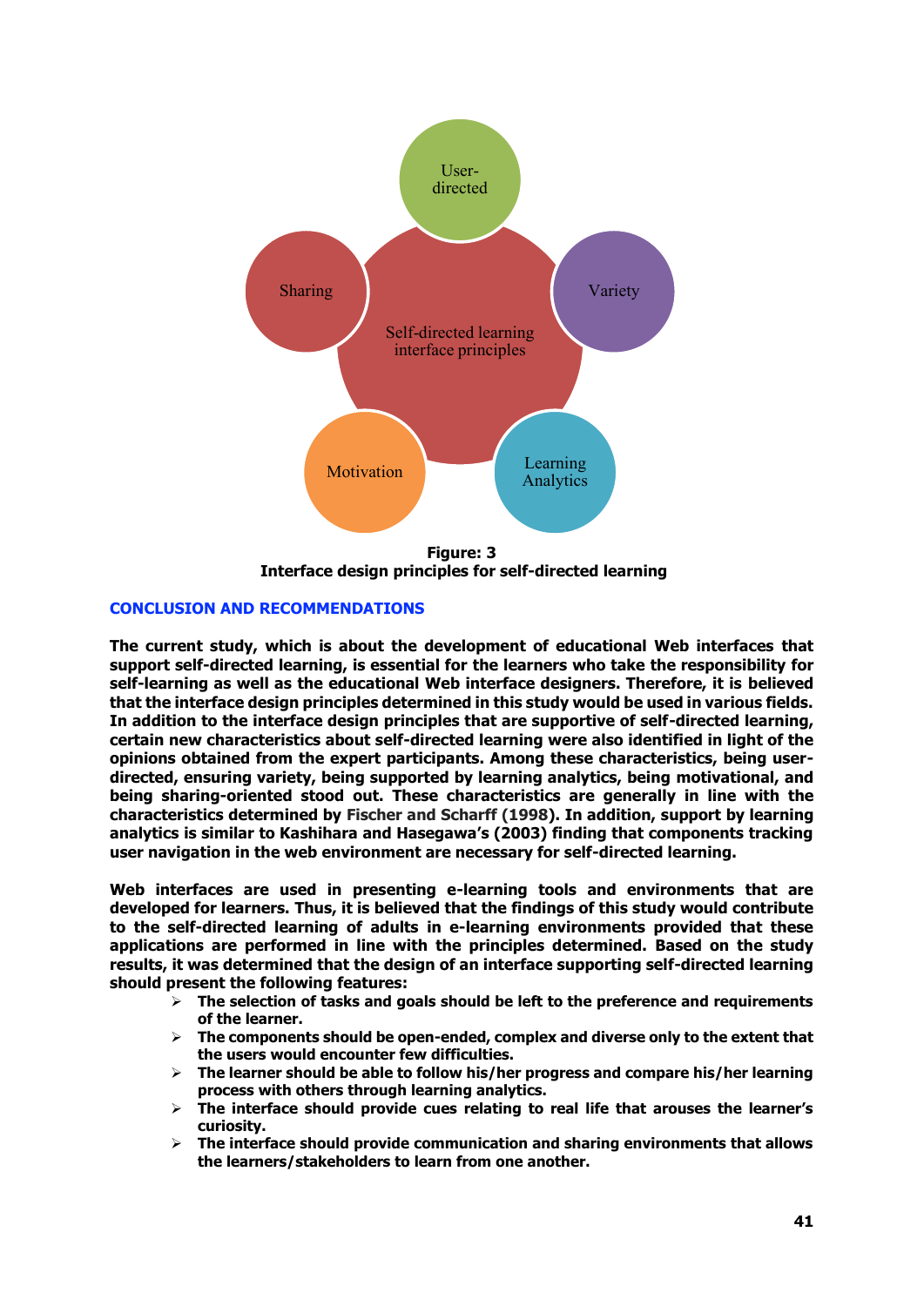**Figure: 3**
**Interface design principles for self-directed learning**

## CONCLUSION AND RECOMMENDATIONS

**The current study, which is about the development of educational Web interfaces that support self-directed learning, is essential for the learners who take the responsibility for self-learning as well as the educational Web interface designers. Therefore, it is believed that the interface design principles determined in this study would be used in various fields. In addition to the interface design principles that are supportive of self-directed learning, certain new characteristics about self-directed learning were also identified in light of the opinions obtained from the expert participants. Among these characteristics, being user-directed, ensuring variety, being supported by learning analytics, being motivational, and being sharing-oriented stood out. These characteristics are generally in line with the characteristics determined by Fischer and Scharff (1998). In addition, support by learning analytics is similar to Kashihara and Hasegawa's (2003) finding that components tracking user navigation in the web environment are necessary for self-directed learning.**

**Web interfaces are used in presenting e-learning tools and environments that are developed for learners. Thus, it is believed that the findings of this study would contribute to the self-directed learning of adults in e-learning environments provided that these applications are performed in line with the principles determined. Based on the study results, it was determined that the design of an interface supporting self-directed learning should present the following features:**

- **The selection of tasks and goals should be left to the preference and requirements of the learner.**
- **The components should be open-ended, complex and diverse only to the extent that the users would encounter few difficulties.**
- **The learner should be able to follow his/her progress and compare his/her learning process with others through learning analytics.**
- **The interface should provide cues relating to real life that arouses the learner's curiosity.**
- **The interface should provide communication and sharing environments that allows the learners/stakeholders to learn from one another.**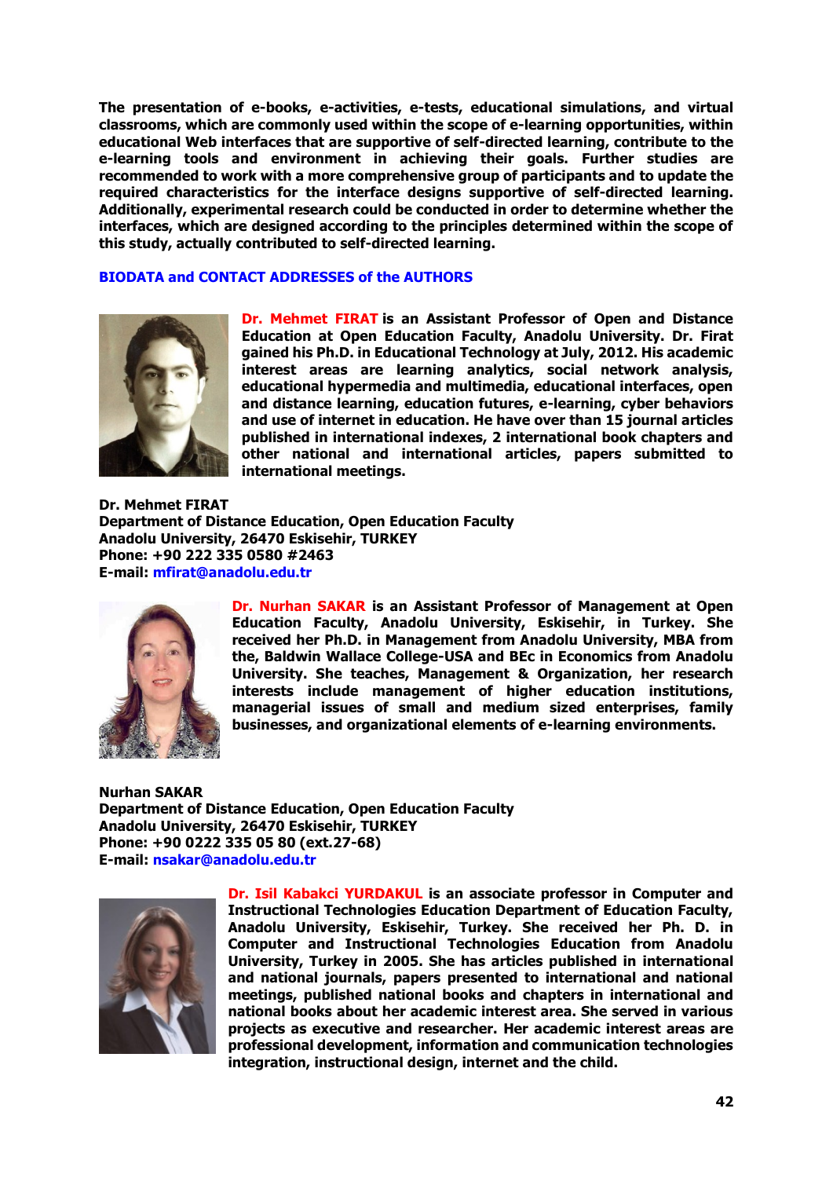**The presentation of e-books, e-activities, e-tests, educational simulations, and virtual classrooms, which are commonly used within the scope of e-learning opportunities, within educational Web interfaces that are supportive of self-directed learning, contribute to the e-learning tools and environment in achieving their goals. Further studies are recommended to work with a more comprehensive group of participants and to update the required characteristics for the interface designs supportive of self-directed learning. Additionally, experimental research could be conducted in order to determine whether the interfaces, which are designed according to the principles determined within the scope of this study, actually contributed to self-directed learning.**

## BIODATA and CONTACT ADDRESSES of the AUTHORS

**Dr. Mehmet FIRAT is an Assistant Professor of Open and Distance Education at Open Education Faculty, Anadolu University. Dr. Firat gained his Ph.D. in Educational Technology at July, 2012. His academic interest areas are learning analytics, social network analysis, educational hypermedia and multimedia, educational interfaces, open and distance learning, education futures, e-learning, cyber behaviors and use of internet in education. He have over than 15 journal articles published in international indexes, 2 international book chapters and other national and international articles, papers submitted to international meetings.**

**Dr. Mehmet FIRAT**
**Department of Distance Education, Open Education Faculty**
**Anadolu University, 26470 Eskisehir, TURKEY**
**Phone: +90 222 335 0580 #2463**
**E-mail: mfirat@anadolu.edu.tr**

**Dr. Nurhan SAKAR is an Assistant Professor of Management at Open Education Faculty, Anadolu University, Eskisehir, in Turkey. She received her Ph.D. in Management from Anadolu University, MBA from the, Baldwin Wallace College-USA and BEc in Economics from Anadolu University. She teaches, Management & Organization, her research interests include management of higher education institutions, managerial issues of small and medium sized enterprises, family businesses, and organizational elements of e-learning environments.**

**Nurhan SAKAR**
**Department of Distance Education, Open Education Faculty**
**Anadolu University, 26470 Eskisehir, TURKEY**
**Phone: +90 0222 335 05 80 (ext.27-68)**
**E-mail: nsakar@anadolu.edu.tr**

**Dr. Isil Kabakci YURDAKUL is an associate professor in Computer and Instructional Technologies Education Department of Education Faculty, Anadolu University, Eskisehir, Turkey. She received her Ph. D. in Computer and Instructional Technologies Education from Anadolu University, Turkey in 2005. She has articles published in international and national journals, papers presented to international and national meetings, published national books and chapters in international and national books about her academic interest area. She served in various projects as executive and researcher. Her academic interest areas are professional development, information and communication technologies integration, instructional design, internet and the child.**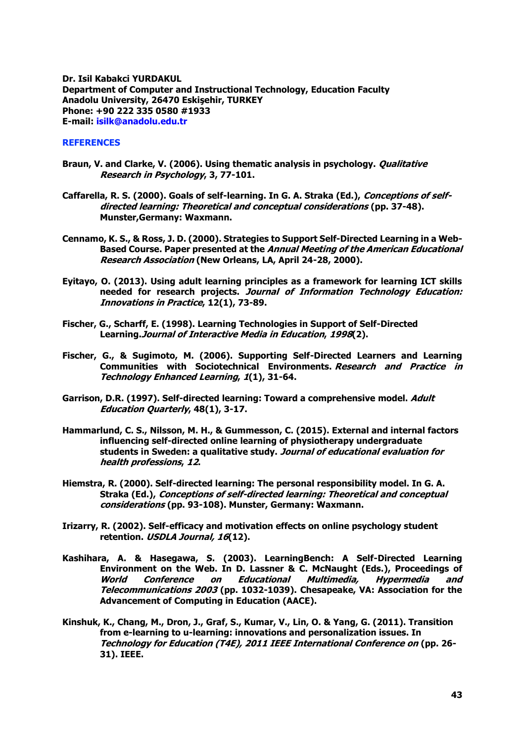**Dr. Isil Kabakci YURDAKUL**
**Department of Computer and Instructional Technology, Education Faculty**
**Anadolu University, 26470 Eskişehir, TURKEY**
**Phone: +90 222 335 0580 #1933**
**E-mail: isilk@anadolu.edu.tr**

## REFERENCES

Braun, V. and Clarke, V. (2006). Using thematic analysis in psychology. *Qualitative Research in Psychology*, 3, 77-101.

Caffarella, R. S. (2000). Goals of self-learning. In G. A. Straka (Ed.), *Conceptions of self-directed learning: Theoretical and conceptual considerations* (pp. 37-48). Munster,Germany: Waxmann.

Cennamo, K. S., & Ross, J. D. (2000). Strategies to Support Self-Directed Learning in a Web-Based Course. Paper presented at the *Annual Meeting of the American Educational Research Association* (New Orleans, LA, April 24-28, 2000).

Eyitayo, O. (2013). Using adult learning principles as a framework for learning ICT skills needed for research projects. *Journal of Information Technology Education: Innovations in Practice*, 12(1), 73-89.

Fischer, G., Scharff, E. (1998). Learning Technologies in Support of Self-Directed Learning.*Journal of Interactive Media in Education*, *1998*(2).

Fischer, G., & Sugimoto, M. (2006). Supporting Self-Directed Learners and Learning Communities with Sociotechnical Environments. *Research and Practice in Technology Enhanced Learning*, *1*(1), 31-64.

Garrison, D.R. (1997). Self-directed learning: Toward a comprehensive model. *Adult Education Quarterly*, 48(1), 3-17.

Hammarlund, C. S., Nilsson, M. H., & Gummesson, C. (2015). External and internal factors influencing self-directed online learning of physiotherapy undergraduate students in Sweden: a qualitative study. *Journal of educational evaluation for health professions*, *12*.

Hiemstra, R. (2000). Self-directed learning: The personal responsibility model. In G. A. Straka (Ed.), *Conceptions of self-directed learning: Theoretical and conceptual considerations* (pp. 93-108). Munster, Germany: Waxmann.

Irizarry, R. (2002). Self-efficacy and motivation effects on online psychology student retention. *USDLA Journal, 16*(12).

Kashihara, A. & Hasegawa, S. (2003). LearningBench: A Self-Directed Learning Environment on the Web. In D. Lassner & C. McNaught (Eds.), Proceedings of *World Conference on Educational Multimedia, Hypermedia and Telecommunications 2003* (pp. 1032-1039). Chesapeake, VA: Association for the Advancement of Computing in Education (AACE).

Kinshuk, K., Chang, M., Dron, J., Graf, S., Kumar, V., Lin, O. & Yang, G. (2011). Transition from e-learning to u-learning: innovations and personalization issues. In *Technology for Education (T4E), 2011 IEEE International Conference on* (pp. 26-31). IEEE.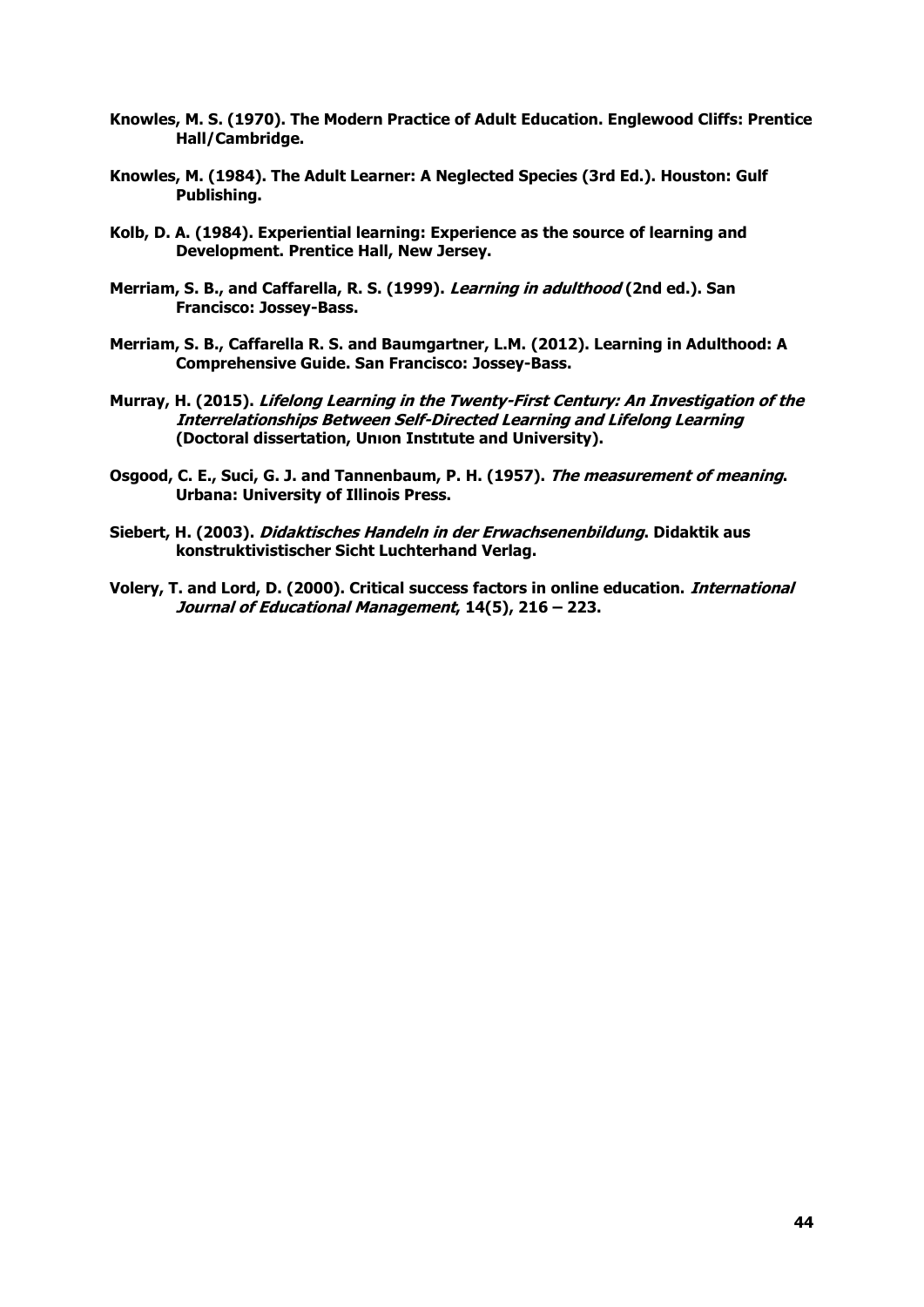**Knowles, M. S. (1970). The Modern Practice of Adult Education. Englewood Cliffs: Prentice Hall/Cambridge.**

**Knowles, M. (1984). The Adult Learner: A Neglected Species (3rd Ed.). Houston: Gulf Publishing.**

**Kolb, D. A. (1984). Experiential learning: Experience as the source of learning and Development. Prentice Hall, New Jersey.**

**Merriam, S. B., and Caffarella, R. S. (1999). *Learning in adulthood* (2nd ed.). San Francisco: Jossey-Bass.**

**Merriam, S. B., Caffarella R. S. and Baumgartner, L.M. (2012). Learning in Adulthood: A Comprehensive Guide. San Francisco: Jossey-Bass.**

**Murray, H. (2015). *Lifelong Learning in the Twenty-First Century: An Investigation of the Interrelationships Between Self-Directed Learning and Lifelong Learning* (Doctoral dissertation, Unıon Instıtute and University).**

**Osgood, C. E., Suci, G. J. and Tannenbaum, P. H. (1957). *The measurement of meaning*. Urbana: University of Illinois Press.**

**Siebert, H. (2003). *Didaktisches Handeln in der Erwachsenenbildung*. Didaktik aus konstruktivistischer Sicht Luchterhand Verlag.**

**Volery, T. and Lord, D. (2000). Critical success factors in online education. *International Journal of Educational Management*, 14(5), 216 – 223.**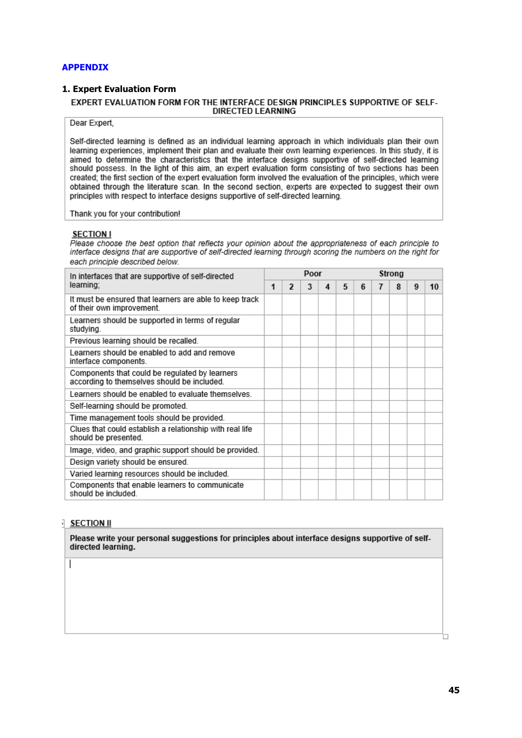# APPENDIX

## 1. Expert Evaluation Form

**EXPERT EVALUATION FORM FOR THE INTERFACE DESIGN PRINCIPLES SUPPORTIVE OF SELF-DIRECTED LEARNING**

Dear Expert,

Self-directed learning is defined as an individual learning approach in which individuals plan their own learning experiences, implement their plan and evaluate their own learning experiences. In this study, it is aimed to determine the characteristics that the interface designs supportive of self-directed learning should possess. In the light of this aim, an expert evaluation form consisting of two sections has been created; the first section of the expert evaluation form involved the evaluation of the principles, which were obtained through the literature scan. In the second section, experts are expected to suggest their own principles with respect to interface designs supportive of self-directed learning.

Thank you for your contribution!

**SECTION I**

*Please choose the best option that reflects your opinion about the appropriateness of each principle to interface designs that are supportive of self-directed learning through scoring the numbers on the right for each principle described below.*

| In interfaces that are supportive of self-directed learning; | Poor | | | | | | Strong | | | |
|---|---|---|---|---|---|---|---|---|---|---|
| | 1 | 2 | 3 | 4 | 5 | 6 | 7 | 8 | 9 | 10 |
| It must be ensured that learners are able to keep track of their own improvement. | | | | | | | | | | |
| Learners should be supported in terms of regular studying. | | | | | | | | | | |
| Previous learning should be recalled. | | | | | | | | | | |
| Learners should be enabled to add and remove interface components. | | | | | | | | | | |
| Components that could be regulated by learners according to themselves should be included. | | | | | | | | | | |
| Learners should be enabled to evaluate themselves. | | | | | | | | | | |
| Self-learning should be promoted. | | | | | | | | | | |
| Time management tools should be provided. | | | | | | | | | | |
| Clues that could establish a relationship with real life should be presented. | | | | | | | | | | |
| Image, video, and graphic support should be provided. | | | | | | | | | | |
| Design variety should be ensured. | | | | | | | | | | |
| Varied learning resources should be included. | | | | | | | | | | |
| Components that enable learners to communicate should be included. | | | | | | | | | | |

**SECTION II**

**Please write your personal suggestions for principles about interface designs supportive of self-directed learning.**